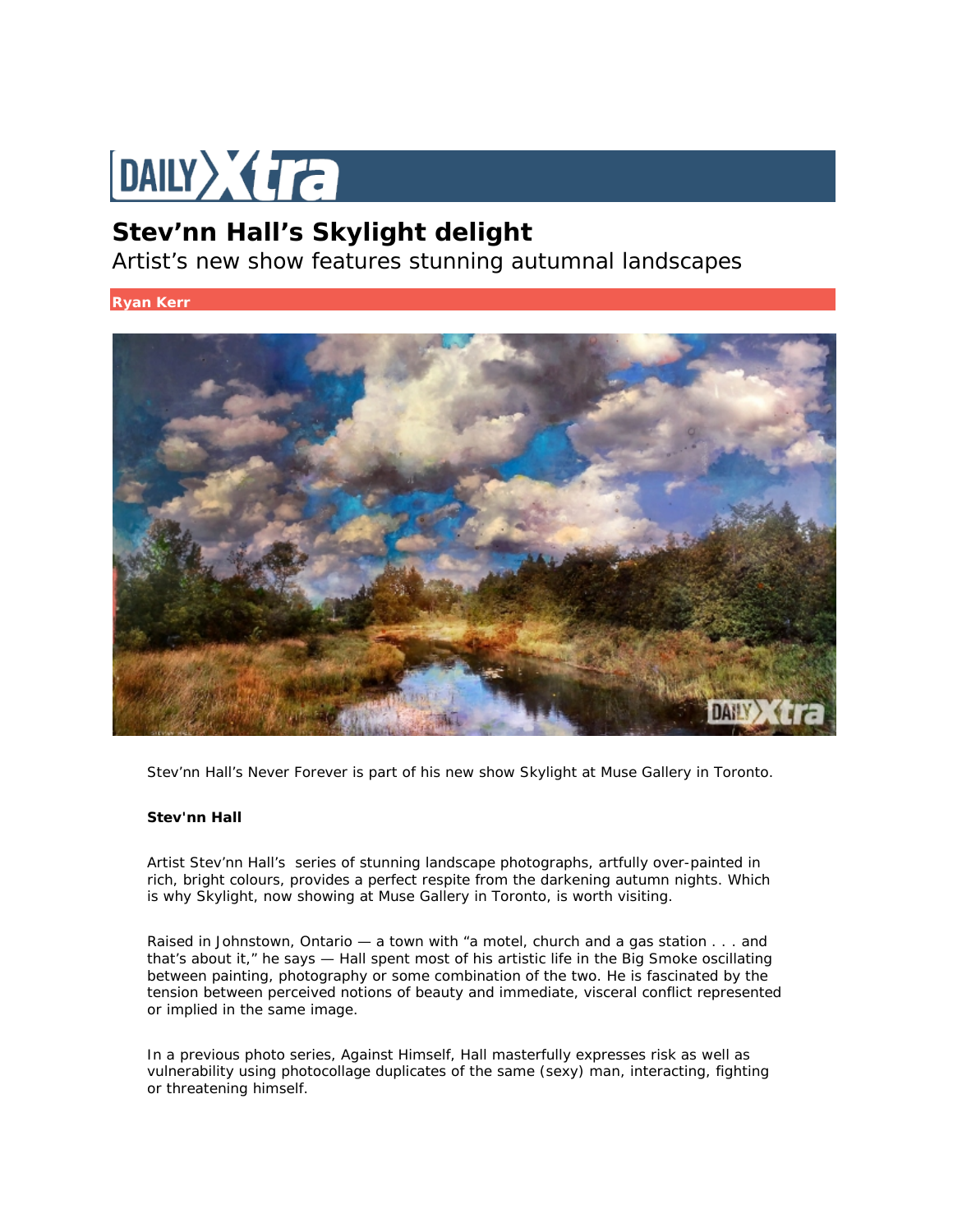# Stev'nn Hall's Skylight delight

Artist's new show features stunning autumnal landscapes

**Ryan Kerr**

Stev'nn Hall's Never Forever is part of his new show Skylight at Muse Gallery in Toronto.

**Stev'nn Hall**

Artist Stev'nn Hall's series of stunning landscape photographs, artfully over-painted in rich, bright colours, provides a perfect respite from the darkening autumn nights. Which is why Skylight, now showing at Muse Gallery in Toronto, is worth visiting.

Raised in Johnstown, Ontario — a town with "a motel, church and a gas station . . . and that's about it," he says — Hall spent most of his artistic life in the Big Smoke oscillating between painting, photography or some combination of the two. He is fascinated by the tension between perceived notions of beauty and immediate, visceral conflict represented or implied in the same image.

In a previous photo series, Against Himself, Hall masterfully expresses risk as well as vulnerability using photocollage duplicates of the same (sexy) man, interacting, fighting or threatening himself.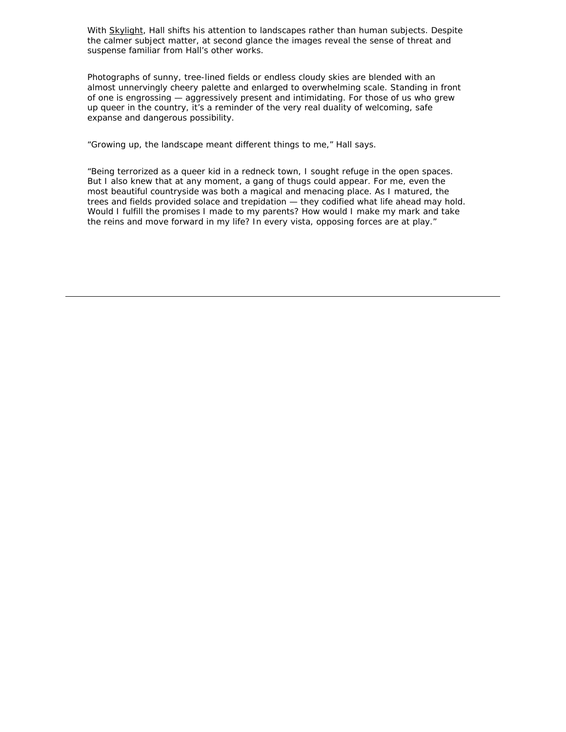With Skylight, Hall shifts his attention to landscapes rather than human subjects. Despite the calmer subject matter, at second glance the images reveal the sense of threat and suspense familiar from Hall's other works.

Photographs of sunny, tree-lined fields or endless cloudy skies are blended with an almost unnervingly cheery palette and enlarged to overwhelming scale. Standing in front of one is engrossing — aggressively present and intimidating. For those of us who grew up queer in the country, it's a reminder of the very real duality of welcoming, safe expanse and dangerous possibility.

"Growing up, the landscape meant different things to me," Hall says.

"Being terrorized as a queer kid in a redneck town, I sought refuge in the open spaces. But I also knew that at any moment, a gang of thugs could appear. For me, even the most beautiful countryside was both a magical and menacing place. As I matured, the trees and fields provided solace and trepidation — they codified what life ahead may hold. Would I fulfill the promises I made to my parents? How would I make my mark and take the reins and move forward in my life? In every vista, opposing forces are at play."

---